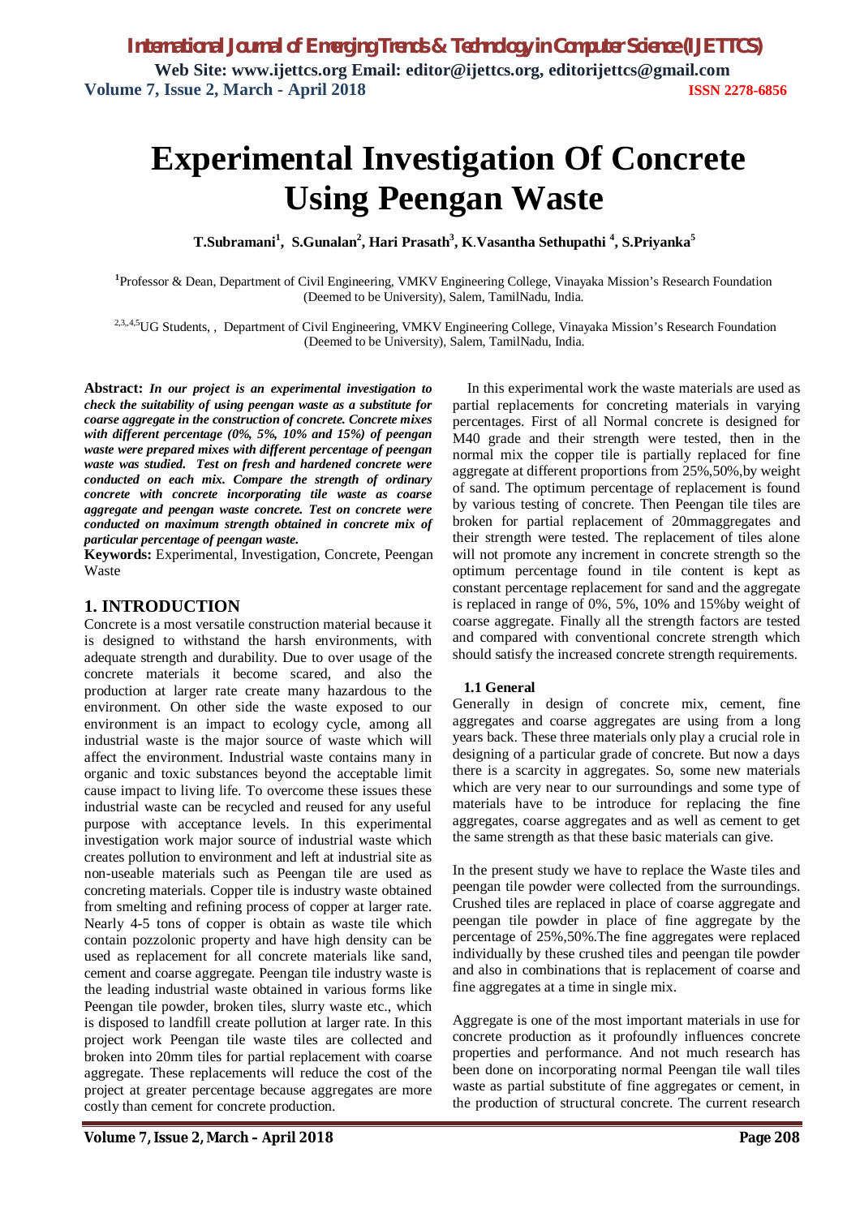# Experimental Investigation Of Concrete Using Peengan Waste

**T.Subramani[1], S.Gunalan[2], Hari Prasath[3], K.Vasantha Sethupathi [4], S.Priyanka[5]**

[1]Professor & Dean, Department of Civil Engineering, VMKV Engineering College, Vinayaka Mission's Research Foundation (Deemed to be University), Salem, TamilNadu, India.

[2,3,,4,5]UG Students, , Department of Civil Engineering, VMKV Engineering College, Vinayaka Mission's Research Foundation (Deemed to be University), Salem, TamilNadu, India.

**Abstract:** ***In our project is an experimental investigation to check the suitability of using peengan waste as a substitute for coarse aggregate in the construction of concrete. Concrete mixes with different percentage (0%, 5%, 10% and 15%) of peengan waste were prepared mixes with different percentage of peengan waste was studied. Test on fresh and hardened concrete were conducted on each mix. Compare the strength of ordinary concrete with concrete incorporating tile waste as coarse aggregate and peengan waste concrete. Test on concrete were conducted on maximum strength obtained in concrete mix of particular percentage of peengan waste.***

**Keywords:** Experimental, Investigation, Concrete, Peengan Waste

## 1. INTRODUCTION

Concrete is a most versatile construction material because it is designed to withstand the harsh environments, with adequate strength and durability. Due to over usage of the concrete materials it become scared, and also the production at larger rate create many hazardous to the environment. On other side the waste exposed to our environment is an impact to ecology cycle, among all industrial waste is the major source of waste which will affect the environment. Industrial waste contains many in organic and toxic substances beyond the acceptable limit cause impact to living life. To overcome these issues these industrial waste can be recycled and reused for any useful purpose with acceptance levels. In this experimental investigation work major source of industrial waste which creates pollution to environment and left at industrial site as non-useable materials such as Peengan tile are used as concreting materials. Copper tile is industry waste obtained from smelting and refining process of copper at larger rate. Nearly 4-5 tons of copper is obtain as waste tile which contain pozzolonic property and have high density can be used as replacement for all concrete materials like sand, cement and coarse aggregate. Peengan tile industry waste is the leading industrial waste obtained in various forms like Peengan tile powder, broken tiles, slurry waste etc., which is disposed to landfill create pollution at larger rate. In this project work Peengan tile waste tiles are collected and broken into 20mm tiles for partial replacement with coarse aggregate. These replacements will reduce the cost of the project at greater percentage because aggregates are more costly than cement for concrete production.

In this experimental work the waste materials are used as partial replacements for concreting materials in varying percentages. First of all Normal concrete is designed for M40 grade and their strength were tested, then in the normal mix the copper tile is partially replaced for fine aggregate at different proportions from 25%,50%,by weight of sand. The optimum percentage of replacement is found by various testing of concrete. Then Peengan tile tiles are broken for partial replacement of 20mmaggregates and their strength were tested. The replacement of tiles alone will not promote any increment in concrete strength so the optimum percentage found in tile content is kept as constant percentage replacement for sand and the aggregate is replaced in range of 0%, 5%, 10% and 15%by weight of coarse aggregate. Finally all the strength factors are tested and compared with conventional concrete strength which should satisfy the increased concrete strength requirements.

### 1.1 General

Generally in design of concrete mix, cement, fine aggregates and coarse aggregates are using from a long years back. These three materials only play a crucial role in designing of a particular grade of concrete. But now a days there is a scarcity in aggregates. So, some new materials which are very near to our surroundings and some type of materials have to be introduce for replacing the fine aggregates, coarse aggregates and as well as cement to get the same strength as that these basic materials can give.

In the present study we have to replace the Waste tiles and peengan tile powder were collected from the surroundings. Crushed tiles are replaced in place of coarse aggregate and peengan tile powder in place of fine aggregate by the percentage of 25%,50%.The fine aggregates were replaced individually by these crushed tiles and peengan tile powder and also in combinations that is replacement of coarse and fine aggregates at a time in single mix.

Aggregate is one of the most important materials in use for concrete production as it profoundly influences concrete properties and performance. And not much research has been done on incorporating normal Peengan tile wall tiles waste as partial substitute of fine aggregates or cement, in the production of structural concrete. The current research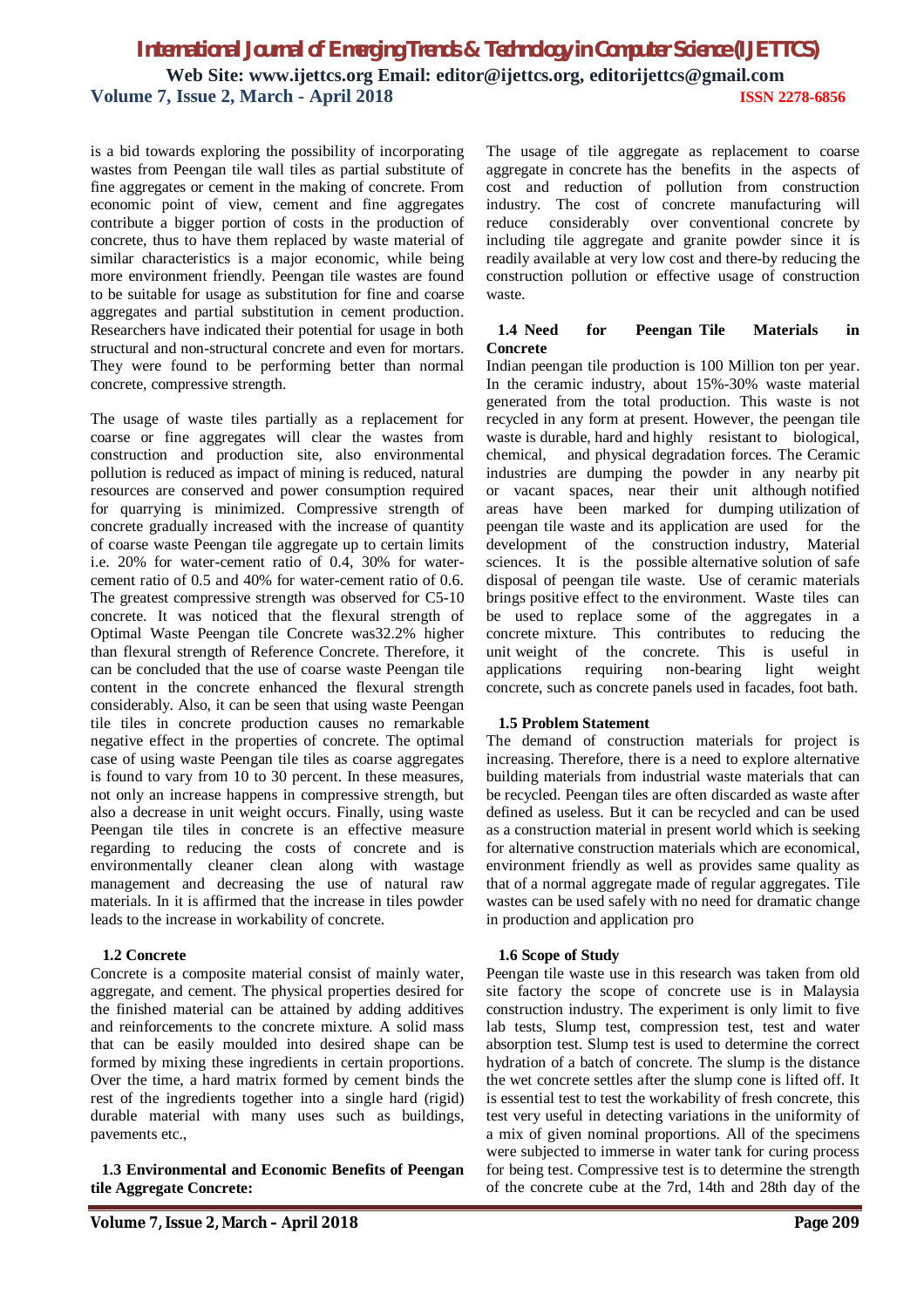is a bid towards exploring the possibility of incorporating wastes from Peengan tile wall tiles as partial substitute of fine aggregates or cement in the making of concrete. From economic point of view, cement and fine aggregates contribute a bigger portion of costs in the production of concrete, thus to have them replaced by waste material of similar characteristics is a major economic, while being more environment friendly. Peengan tile wastes are found to be suitable for usage as substitution for fine and coarse aggregates and partial substitution in cement production. Researchers have indicated their potential for usage in both structural and non-structural concrete and even for mortars. They were found to be performing better than normal concrete, compressive strength.

The usage of waste tiles partially as a replacement for coarse or fine aggregates will clear the wastes from construction and production site, also environmental pollution is reduced as impact of mining is reduced, natural resources are conserved and power consumption required for quarrying is minimized. Compressive strength of concrete gradually increased with the increase of quantity of coarse waste Peengan tile aggregate up to certain limits i.e. 20% for water-cement ratio of 0.4, 30% for water-cement ratio of 0.5 and 40% for water-cement ratio of 0.6. The greatest compressive strength was observed for C5-10 concrete. It was noticed that the flexural strength of Optimal Waste Peengan tile Concrete was32.2% higher than flexural strength of Reference Concrete. Therefore, it can be concluded that the use of coarse waste Peengan tile content in the concrete enhanced the flexural strength considerably. Also, it can be seen that using waste Peengan tile tiles in concrete production causes no remarkable negative effect in the properties of concrete. The optimal case of using waste Peengan tile tiles as coarse aggregates is found to vary from 10 to 30 percent. In these measures, not only an increase happens in compressive strength, but also a decrease in unit weight occurs. Finally, using waste Peengan tile tiles in concrete is an effective measure regarding to reducing the costs of concrete and is environmentally cleaner clean along with wastage management and decreasing the use of natural raw materials. In it is affirmed that the increase in tiles powder leads to the increase in workability of concrete.

### 1.2 Concrete

Concrete is a composite material consist of mainly water, aggregate, and cement. The physical properties desired for the finished material can be attained by adding additives and reinforcements to the concrete mixture. A solid mass that can be easily moulded into desired shape can be formed by mixing these ingredients in certain proportions. Over the time, a hard matrix formed by cement binds the rest of the ingredients together into a single hard (rigid) durable material with many uses such as buildings, pavements etc.,

### 1.3 Environmental and Economic Benefits of Peengan tile Aggregate Concrete:

The usage of tile aggregate as replacement to coarse aggregate in concrete has the benefits in the aspects of cost and reduction of pollution from construction industry. The cost of concrete manufacturing will reduce considerably over conventional concrete by including tile aggregate and granite powder since it is readily available at very low cost and there-by reducing the construction pollution or effective usage of construction waste.

### 1.4 Need for Peengan Tile Materials in Concrete

Indian peengan tile production is 100 Million ton per year. In the ceramic industry, about 15%-30% waste material generated from the total production. This waste is not recycled in any form at present. However, the peengan tile waste is durable, hard and highly resistant to biological, chemical, and physical degradation forces. The Ceramic industries are dumping the powder in any nearby pit or vacant spaces, near their unit although notified areas have been marked for dumping utilization of peengan tile waste and its application are used for the development of the construction industry, Material sciences. It is the possible alternative solution of safe disposal of peengan tile waste. Use of ceramic materials brings positive effect to the environment. Waste tiles can be used to replace some of the aggregates in a concrete mixture. This contributes to reducing the unit weight of the concrete. This is useful in applications requiring non-bearing light weight concrete, such as concrete panels used in facades, foot bath.

### 1.5 Problem Statement

The demand of construction materials for project is increasing. Therefore, there is a need to explore alternative building materials from industrial waste materials that can be recycled. Peengan tiles are often discarded as waste after defined as useless. But it can be recycled and can be used as a construction material in present world which is seeking for alternative construction materials which are economical, environment friendly as well as provides same quality as that of a normal aggregate made of regular aggregates. Tile wastes can be used safely with no need for dramatic change in production and application pro

### 1.6 Scope of Study

Peengan tile waste use in this research was taken from old site factory the scope of concrete use is in Malaysia construction industry. The experiment is only limit to five lab tests, Slump test, compression test, test and water absorption test. Slump test is used to determine the correct hydration of a batch of concrete. The slump is the distance the wet concrete settles after the slump cone is lifted off. It is essential test to test the workability of fresh concrete, this test very useful in detecting variations in the uniformity of a mix of given nominal proportions. All of the specimens were subjected to immerse in water tank for curing process for being test. Compressive test is to determine the strength of the concrete cube at the 7rd, 14th and 28th day of the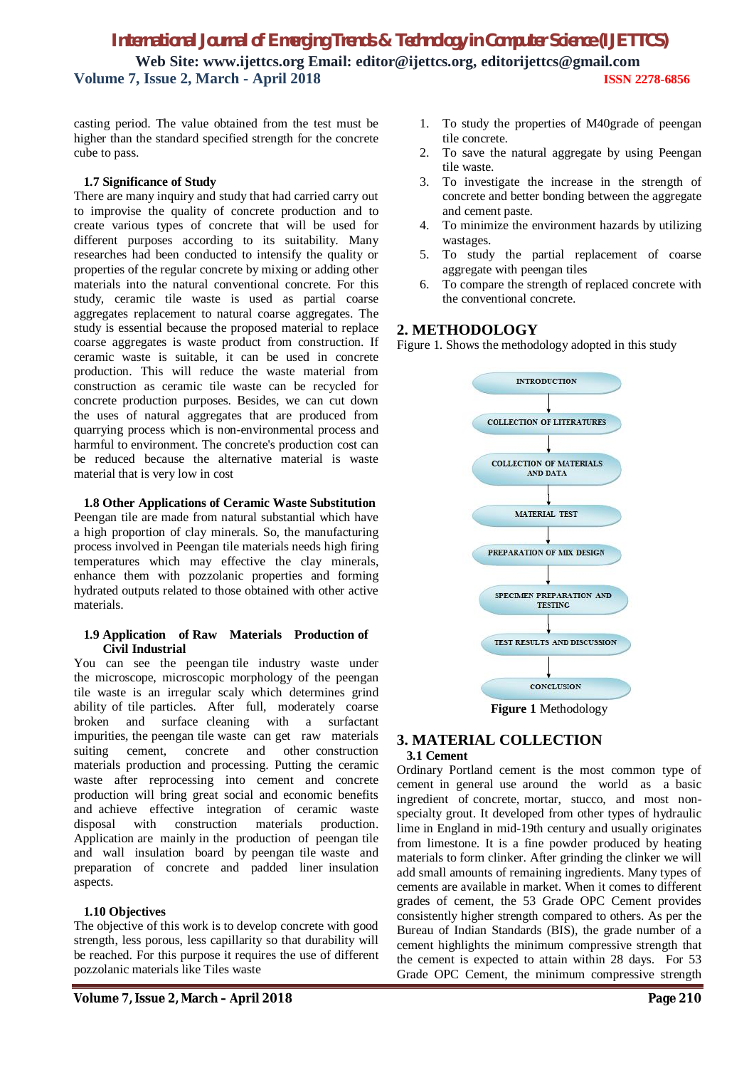casting period. The value obtained from the test must be higher than the standard specified strength for the concrete cube to pass.

### 1.7 Significance of Study

There are many inquiry and study that had carried carry out to improvise the quality of concrete production and to create various types of concrete that will be used for different purposes according to its suitability. Many researches had been conducted to intensify the quality or properties of the regular concrete by mixing or adding other materials into the natural conventional concrete. For this study, ceramic tile waste is used as partial coarse aggregates replacement to natural coarse aggregates. The study is essential because the proposed material to replace coarse aggregates is waste product from construction. If ceramic waste is suitable, it can be used in concrete production. This will reduce the waste material from construction as ceramic tile waste can be recycled for concrete production purposes. Besides, we can cut down the uses of natural aggregates that are produced from quarrying process which is non-environmental process and harmful to environment. The concrete's production cost can be reduced because the alternative material is waste material that is very low in cost

### 1.8 Other Applications of Ceramic Waste Substitution

Peengan tile are made from natural substantial which have a high proportion of clay minerals. So, the manufacturing process involved in Peengan tile materials needs high firing temperatures which may effective the clay minerals, enhance them with pozzolanic properties and forming hydrated outputs related to those obtained with other active materials.

### 1.9 Application of Raw Materials Production of Civil Industrial

You can see the peengan tile industry waste under the microscope, microscopic morphology of the peengan tile waste is an irregular scaly which determines grind ability of tile particles. After full, moderately coarse broken and surface cleaning with a surfactant impurities, the peengan tile waste can get raw materials suiting cement, concrete and other construction materials production and processing. Putting the ceramic waste after reprocessing into cement and concrete production will bring great social and economic benefits and achieve effective integration of ceramic waste disposal with construction materials production. Application are mainly in the production of peengan tile and wall insulation board by peengan tile waste and preparation of concrete and padded liner insulation aspects.

### 1.10 Objectives

The objective of this work is to develop concrete with good strength, less porous, less capillarity so that durability will be reached. For this purpose it requires the use of different pozzolanic materials like Tiles waste

1. To study the properties of M40grade of peengan tile concrete.
2. To save the natural aggregate by using Peengan tile waste.
3. To investigate the increase in the strength of concrete and better bonding between the aggregate and cement paste.
4. To minimize the environment hazards by utilizing wastages.
5. To study the partial replacement of coarse aggregate with peengan tiles
6. To compare the strength of replaced concrete with the conventional concrete.

## 2. METHODOLOGY

Figure 1. Shows the methodology adopted in this study

INTRODUCTION → COLLECTION OF LITERATURES → COLLECTION OF MATERIALS AND DATA → MATERIAL TEST → PREPARATION OF MIX DESIGN → SPECIMEN PREPARATION AND TESTING → TEST RESULTS AND DISCUSSION → CONCLUSION

**Figure 1** Methodology

## 3. MATERIAL COLLECTION

### 3.1 Cement

Ordinary Portland cement is the most common type of cement in general use around the world as a basic ingredient of concrete, mortar, stucco, and most non-specialty grout. It developed from other types of hydraulic lime in England in mid-19th century and usually originates from limestone. It is a fine powder produced by heating materials to form clinker. After grinding the clinker we will add small amounts of remaining ingredients. Many types of cements are available in market. When it comes to different grades of cement, the 53 Grade OPC Cement provides consistently higher strength compared to others. As per the Bureau of Indian Standards (BIS), the grade number of a cement highlights the minimum compressive strength that the cement is expected to attain within 28 days. For 53 Grade OPC Cement, the minimum compressive strength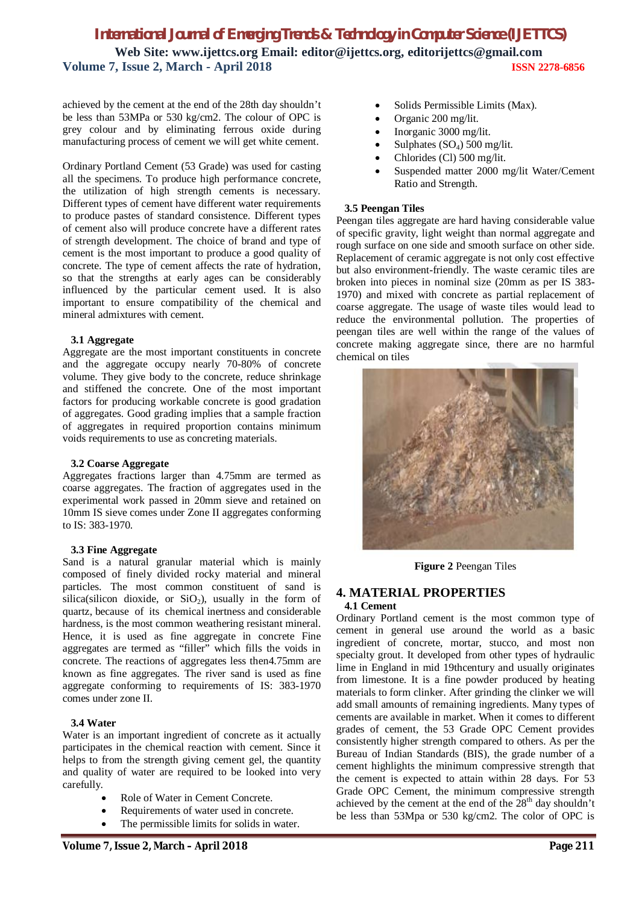achieved by the cement at the end of the 28th day shouldn't be less than 53MPa or 530 kg/cm2. The colour of OPC is grey colour and by eliminating ferrous oxide during manufacturing process of cement we will get white cement.

Ordinary Portland Cement (53 Grade) was used for casting all the specimens. To produce high performance concrete, the utilization of high strength cements is necessary. Different types of cement have different water requirements to produce pastes of standard consistence. Different types of cement also will produce concrete have a different rates of strength development. The choice of brand and type of cement is the most important to produce a good quality of concrete. The type of cement affects the rate of hydration, so that the strengths at early ages can be considerably influenced by the particular cement used. It is also important to ensure compatibility of the chemical and mineral admixtures with cement.

### 3.1 Aggregate

Aggregate are the most important constituents in concrete and the aggregate occupy nearly 70-80% of concrete volume. They give body to the concrete, reduce shrinkage and stiffened the concrete. One of the most important factors for producing workable concrete is good gradation of aggregates. Good grading implies that a sample fraction of aggregates in required proportion contains minimum voids requirements to use as concreting materials.

### 3.2 Coarse Aggregate

Aggregates fractions larger than 4.75mm are termed as coarse aggregates. The fraction of aggregates used in the experimental work passed in 20mm sieve and retained on 10mm IS sieve comes under Zone II aggregates conforming to IS: 383-1970.

### 3.3 Fine Aggregate

Sand is a natural granular material which is mainly composed of finely divided rocky material and mineral particles. The most common constituent of sand is silica(silicon dioxide, or $SiO_2$), usually in the form of quartz, because of its chemical inertness and considerable hardness, is the most common weathering resistant mineral. Hence, it is used as fine aggregate in concrete Fine aggregates are termed as "filler" which fills the voids in concrete. The reactions of aggregates less then4.75mm are known as fine aggregates. The river sand is used as fine aggregate conforming to requirements of IS: 383-1970 comes under zone II.

### 3.4 Water

Water is an important ingredient of concrete as it actually participates in the chemical reaction with cement. Since it helps to from the strength giving cement gel, the quantity and quality of water are required to be looked into very carefully.

- Role of Water in Cement Concrete.
- Requirements of water used in concrete.
- The permissible limits for solids in water.
- Solids Permissible Limits (Max).
- Organic 200 mg/lit.
- Inorganic 3000 mg/lit.
- Sulphates ($SO_4$) 500 mg/lit.
- Chlorides (Cl) 500 mg/lit.
- Suspended matter 2000 mg/lit Water/Cement Ratio and Strength.

### 3.5 Peengan Tiles

Peengan tiles aggregate are hard having considerable value of specific gravity, light weight than normal aggregate and rough surface on one side and smooth surface on other side. Replacement of ceramic aggregate is not only cost effective but also environment-friendly. The waste ceramic tiles are broken into pieces in nominal size (20mm as per IS 383-1970) and mixed with concrete as partial replacement of coarse aggregate. The usage of waste tiles would lead to reduce the environmental pollution. The properties of peengan tiles are well within the range of the values of concrete making aggregate since, there are no harmful chemical on tiles

**Figure 2** Peengan Tiles

## 4. MATERIAL PROPERTIES

### 4.1 Cement

Ordinary Portland cement is the most common type of cement in general use around the world as a basic ingredient of concrete, mortar, stucco, and most non specialty grout. It developed from other types of hydraulic lime in England in mid 19thcentury and usually originates from limestone. It is a fine powder produced by heating materials to form clinker. After grinding the clinker we will add small amounts of remaining ingredients. Many types of cements are available in market. When it comes to different grades of cement, the 53 Grade OPC Cement provides consistently higher strength compared to others. As per the Bureau of Indian Standards (BIS), the grade number of a cement highlights the minimum compressive strength that the cement is expected to attain within 28 days. For 53 Grade OPC Cement, the minimum compressive strength achieved by the cement at the end of the 28th day shouldn't be less than 53Mpa or 530 kg/cm2. The color of OPC is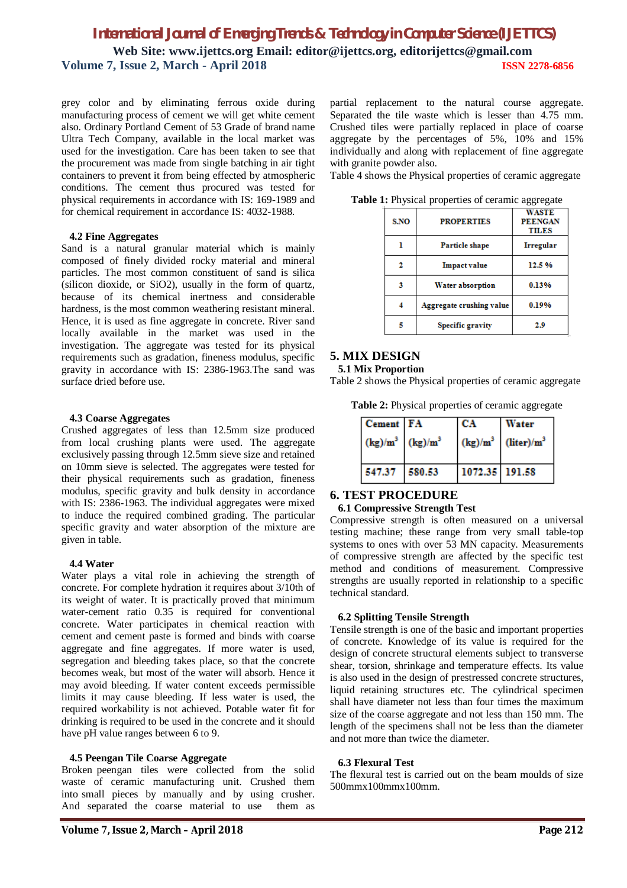grey color and by eliminating ferrous oxide during manufacturing process of cement we will get white cement also. Ordinary Portland Cement of 53 Grade of brand name Ultra Tech Company, available in the local market was used for the investigation. Care has been taken to see that the procurement was made from single batching in air tight containers to prevent it from being effected by atmospheric conditions. The cement thus procured was tested for physical requirements in accordance with IS: 169-1989 and for chemical requirement in accordance IS: 4032-1988.

### 4.2 Fine Aggregates

Sand is a natural granular material which is mainly composed of finely divided rocky material and mineral particles. The most common constituent of sand is silica (silicon dioxide, or SiO2), usually in the form of quartz, because of its chemical inertness and considerable hardness, is the most common weathering resistant mineral. Hence, it is used as fine aggregate in concrete. River sand locally available in the market was used in the investigation. The aggregate was tested for its physical requirements such as gradation, fineness modulus, specific gravity in accordance with IS: 2386-1963.The sand was surface dried before use.

### 4.3 Coarse Aggregates

Crushed aggregates of less than 12.5mm size produced from local crushing plants were used. The aggregate exclusively passing through 12.5mm sieve size and retained on 10mm sieve is selected. The aggregates were tested for their physical requirements such as gradation, fineness modulus, specific gravity and bulk density in accordance with IS: 2386-1963. The individual aggregates were mixed to induce the required combined grading. The particular specific gravity and water absorption of the mixture are given in table.

### 4.4 Water

Water plays a vital role in achieving the strength of concrete. For complete hydration it requires about 3/10th of its weight of water. It is practically proved that minimum water-cement ratio 0.35 is required for conventional concrete. Water participates in chemical reaction with cement and cement paste is formed and binds with coarse aggregate and fine aggregates. If more water is used, segregation and bleeding takes place, so that the concrete becomes weak, but most of the water will absorb. Hence it may avoid bleeding. If water content exceeds permissible limits it may cause bleeding. If less water is used, the required workability is not achieved. Potable water fit for drinking is required to be used in the concrete and it should have pH value ranges between 6 to 9.

### 4.5 Peengan Tile Coarse Aggregate

Broken peengan tiles were collected from the solid waste of ceramic manufacturing unit. Crushed them into small pieces by manually and by using crusher. And separated the coarse material to use them as partial replacement to the natural course aggregate. Separated the tile waste which is lesser than 4.75 mm. Crushed tiles were partially replaced in place of coarse aggregate by the percentages of 5%, 10% and 15% individually and along with replacement of fine aggregate with granite powder also.

Table 4 shows the Physical properties of ceramic aggregate

**Table 1:** Physical properties of ceramic aggregate

| S.NO | PROPERTIES | WASTE PEENGAN TILES |
|---|---|---|
| 1 | Particle shape | Irregular |
| 2 | Impact value | 12.5 % |
| 3 | Water absorption | 0.13% |
| 4 | Aggregate crushing value | 0.19% |
| 5 | Specific gravity | 2.9 |

## 5. MIX DESIGN

### 5.1 Mix Proportion

Table 2 shows the Physical properties of ceramic aggregate

**Table 2:** Physical properties of ceramic aggregate

| Cement (kg)/m$^3$ | FA (kg)/m$^3$ | CA (kg)/m$^3$ | Water (liter)/m$^3$ |
|---|---|---|---|
| 547.37 | 580.53 | 1072.35 | 191.58 |

## 6. TEST PROCEDURE

### 6.1 Compressive Strength Test

Compressive strength is often measured on a universal testing machine; these range from very small table-top systems to ones with over 53 MN capacity. Measurements of compressive strength are affected by the specific test method and conditions of measurement. Compressive strengths are usually reported in relationship to a specific technical standard.

### 6.2 Splitting Tensile Strength

Tensile strength is one of the basic and important properties of concrete. Knowledge of its value is required for the design of concrete structural elements subject to transverse shear, torsion, shrinkage and temperature effects. Its value is also used in the design of prestressed concrete structures, liquid retaining structures etc. The cylindrical specimen shall have diameter not less than four times the maximum size of the coarse aggregate and not less than 150 mm. The length of the specimens shall not be less than the diameter and not more than twice the diameter.

### 6.3 Flexural Test

The flexural test is carried out on the beam moulds of size 500mmx100mmx100mm.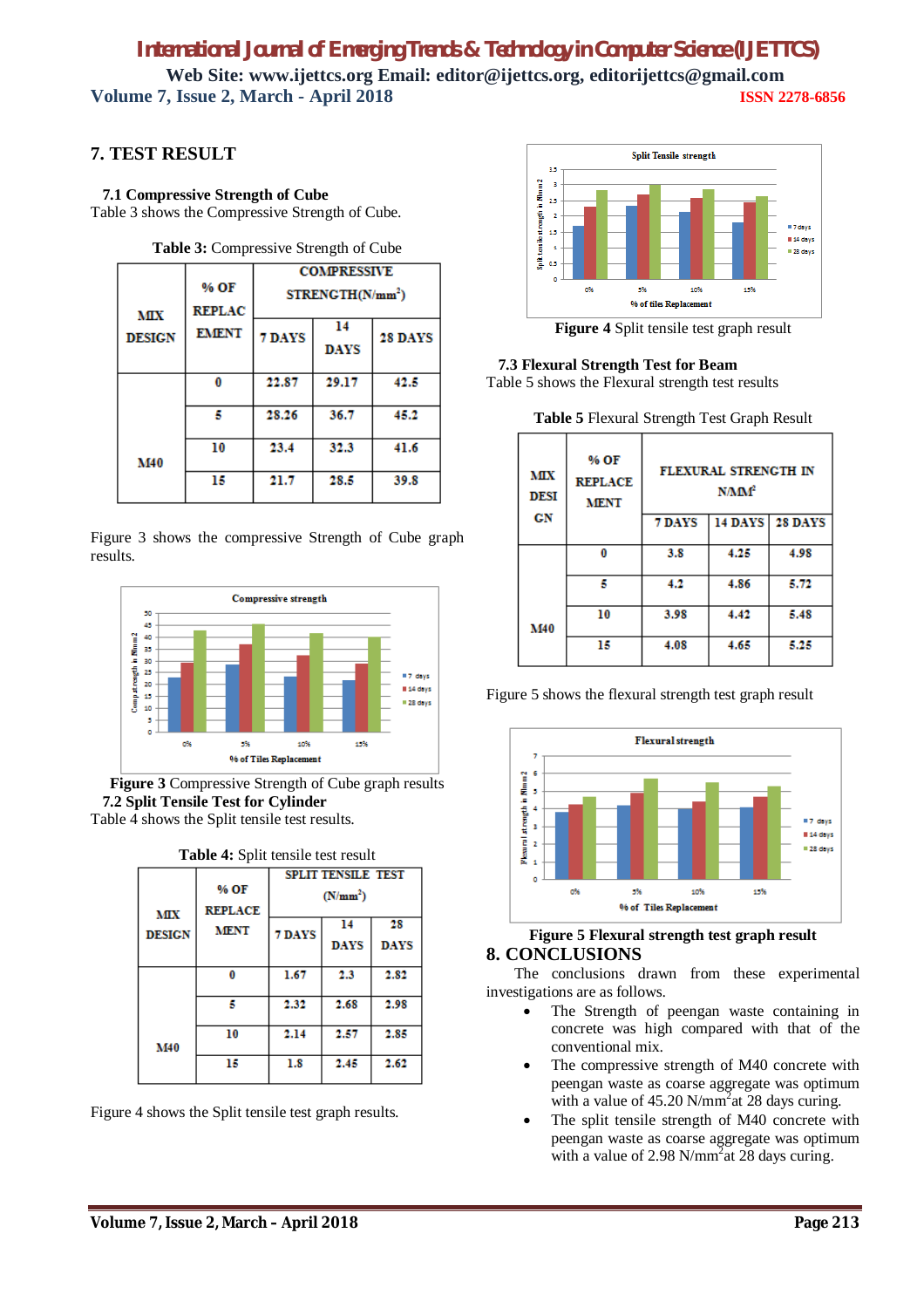## 7. TEST RESULT

### 7.1 Compressive Strength of Cube

Table 3 shows the Compressive Strength of Cube.

**Table 3:** Compressive Strength of Cube

| MIX DESIGN | % OF REPLACEMENT | COMPRESSIVE STRENGTH($N/mm^2$) | | |
|---|---|---|---|---|
| | | 7 DAYS | 14 DAYS | 28 DAYS |
| M40 | 0 | 22.87 | 29.17 | 42.5 |
| | 5 | 28.26 | 36.7 | 45.2 |
| | 10 | 23.4 | 32.3 | 41.6 |
| | 15 | 21.7 | 28.5 | 39.8 |

Figure 3 shows the compressive Strength of Cube graph results.

**Figure 3** Compressive Strength of Cube graph results

### 7.2 Split Tensile Test for Cylinder

Table 4 shows the Split tensile test results.

**Table 4:** Split tensile test result

| MIX DESIGN | % OF REPLACEMENT | SPLIT TENSILE TEST ($N/mm^2$) | | |
|---|---|---|---|---|
| | | 7 DAYS | 14 DAYS | 28 DAYS |
| M40 | 0 | 1.67 | 2.3 | 2.82 |
| | 5 | 2.32 | 2.68 | 2.98 |
| | 10 | 2.14 | 2.57 | 2.85 |
| | 15 | 1.8 | 2.45 | 2.62 |

Figure 4 shows the Split tensile test graph results.

**Figure 4** Split tensile test graph result

### 7.3 Flexural Strength Test for Beam

Table 5 shows the Flexural strength test results

**Table 5** Flexural Strength Test Graph Result

| MIX DESIGN | % OF REPLACEMENT | FLEXURAL STRENGTH IN $N/MM^2$ | | |
|---|---|---|---|---|
| | | 7 DAYS | 14 DAYS | 28 DAYS |
| M40 | 0 | 3.8 | 4.25 | 4.98 |
| | 5 | 4.2 | 4.86 | 5.72 |
| | 10 | 3.98 | 4.42 | 5.48 |
| | 15 | 4.08 | 4.65 | 5.25 |

Figure 5 shows the flexural strength test graph result

**Figure 5 Flexural strength test graph result**

## 8. CONCLUSIONS

The conclusions drawn from these experimental investigations are as follows.

- The Strength of peengan waste containing in concrete was high compared with that of the conventional mix.
- The compressive strength of M40 concrete with peengan waste as coarse aggregate was optimum with a value of 45.20 $N/mm^2$ at 28 days curing.
- The split tensile strength of M40 concrete with peengan waste as coarse aggregate was optimum with a value of 2.98 $N/mm^2$ at 28 days curing.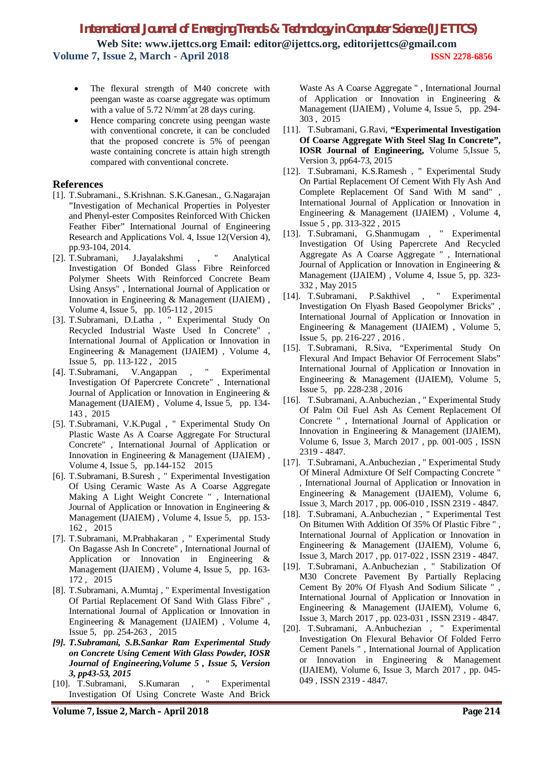- The flexural strength of M40 concrete with peengan waste as coarse aggregate was optimum with a value of 5.72 $N/mm^2$ at 28 days curing.
- Hence comparing concrete using peengan waste with conventional concrete, it can be concluded that the proposed concrete is 5% of peengan waste containing concrete is attain high strength compared with conventional concrete.

## References

[1]. T.Subramani., S.Krishnan. S.K.Ganesan., G.Nagarajan "Investigation of Mechanical Properties in Polyester and Phenyl-ester Composites Reinforced With Chicken Feather Fiber" International Journal of Engineering Research and Applications Vol. 4, Issue 12(Version 4), pp.93-104, 2014.

[2]. T.Subramani, J.Jayalakshmi , " Analytical Investigation Of Bonded Glass Fibre Reinforced Polymer Sheets With Reinforced Concrete Beam Using Ansys" , International Journal of Application or Innovation in Engineering & Management (IJAIEM) , Volume 4, Issue 5, pp. 105-112 , 2015

[3]. T.Subramani, D.Latha , " Experimental Study On Recycled Industrial Waste Used In Concrete" , International Journal of Application or Innovation in Engineering & Management (IJAIEM) , Volume 4, Issue 5, pp. 113-122 , 2015

[4]. T.Subramani, V.Angappan , " Experimental Investigation Of Papercrete Concrete" , International Journal of Application or Innovation in Engineering & Management (IJAIEM) , Volume 4, Issue 5, pp. 134-143 , 2015

[5]. T.Subramani, V.K.Pugal , " Experimental Study On Plastic Waste As A Coarse Aggregate For Structural Concrete" , International Journal of Application or Innovation in Engineering & Management (IJAIEM) , Volume 4, Issue 5, pp.144-152 2015

[6]. T.Subramani, B.Suresh , " Experimental Investigation Of Using Ceramic Waste As A Coarse Aggregate Making A Light Weight Concrete " , International Journal of Application or Innovation in Engineering & Management (IJAIEM) , Volume 4, Issue 5, pp. 153-162 , 2015

[7]. T.Subramani, M.Prabhakaran , " Experimental Study On Bagasse Ash In Concrete" , International Journal of Application or Innovation in Engineering & Management (IJAIEM) , Volume 4, Issue 5, pp. 163-172 , 2015

[8]. T.Subramani, A.Mumtaj , " Experimental Investigation Of Partial Replacement Of Sand With Glass Fibre" , International Journal of Application or Innovation in Engineering & Management (IJAIEM) , Volume 4, Issue 5, pp. 254-263 , 2015

*[9]. T.Subramani, S.B.Sankar Ram Experimental Study on Concrete Using Cement With Glass Powder, IOSR Journal of Engineering,Volume 5 , Issue 5, Version 3, pp43-53, 2015*

[10]. T.Subramani, S.Kumaran , " Experimental Investigation Of Using Concrete Waste And Brick Waste As A Coarse Aggregate " , International Journal of Application or Innovation in Engineering & Management (IJAIEM) , Volume 4, Issue 5, pp. 294-303 , 2015

[11]. T.Subramani, G.Ravi, **"Experimental Investigation Of Coarse Aggregate With Steel Slag In Concrete", IOSR Journal of Engineering,** Volume 5,Issue 5, Version 3, pp64-73, 2015

[12]. T.Subramani, K.S.Ramesh , " Experimental Study On Partial Replacement Of Cement With Fly Ash And Complete Replacement Of Sand With M sand" , International Journal of Application or Innovation in Engineering & Management (IJAIEM) , Volume 4, Issue 5 , pp. 313-322 , 2015

[13]. T.Subramani, G.Shanmugam , " Experimental Investigation Of Using Papercrete And Recycled Aggregate As A Coarse Aggregate " , International Journal of Application or Innovation in Engineering & Management (IJAIEM) , Volume 4, Issue 5, pp. 323-332 , May 2015

[14]. T.Subramani, P.Sakthivel , " Experimental Investigation On Flyash Based Geopolymer Bricks" , International Journal of Application or Innovation in Engineering & Management (IJAIEM) , Volume 5, Issue 5, pp. 216-227 , 2016 .

[15]. T.Subramani, R.Siva, "Experimental Study On Flexural And Impact Behavior Of Ferrocement Slabs" International Journal of Application or Innovation in Engineering & Management (IJAIEM), Volume 5, Issue 5, pp. 228-238 , 2016

[16]. T.Subramani, A.Anbuchezian , " Experimental Study Of Palm Oil Fuel Ash As Cement Replacement Of Concrete " , International Journal of Application or Innovation in Engineering & Management (IJAIEM), Volume 6, Issue 3, March 2017 , pp. 001-005 , ISSN 2319 - 4847.

[17]. T.Subramani, A.Anbuchezian , " Experimental Study Of Mineral Admixture Of Self Compacting Concrete " , International Journal of Application or Innovation in Engineering & Management (IJAIEM), Volume 6, Issue 3, March 2017 , pp. 006-010 , ISSN 2319 - 4847.

[18]. T.Subramani, A.Anbuchezian , " Experimental Test On Bitumen With Addition Of 35% Of Plastic Fibre " , International Journal of Application or Innovation in Engineering & Management (IJAIEM), Volume 6, Issue 3, March 2017 , pp. 017-022 , ISSN 2319 - 4847.

[19]. T.Subramani, A.Anbuchezian , " Stabilization Of M30 Concrete Pavement By Partially Replacing Cement By 20% Of Flyash And Sodium Silicate " , International Journal of Application or Innovation in Engineering & Management (IJAIEM), Volume 6, Issue 3, March 2017 , pp. 023-031 , ISSN 2319 - 4847.

[20]. T.Subramani, A.Anbuchezian , " Experimental Investigation On Flexural Behavior Of Folded Ferro Cement Panels " , International Journal of Application or Innovation in Engineering & Management (IJAIEM), Volume 6, Issue 3, March 2017 , pp. 045-049 , ISSN 2319 - 4847.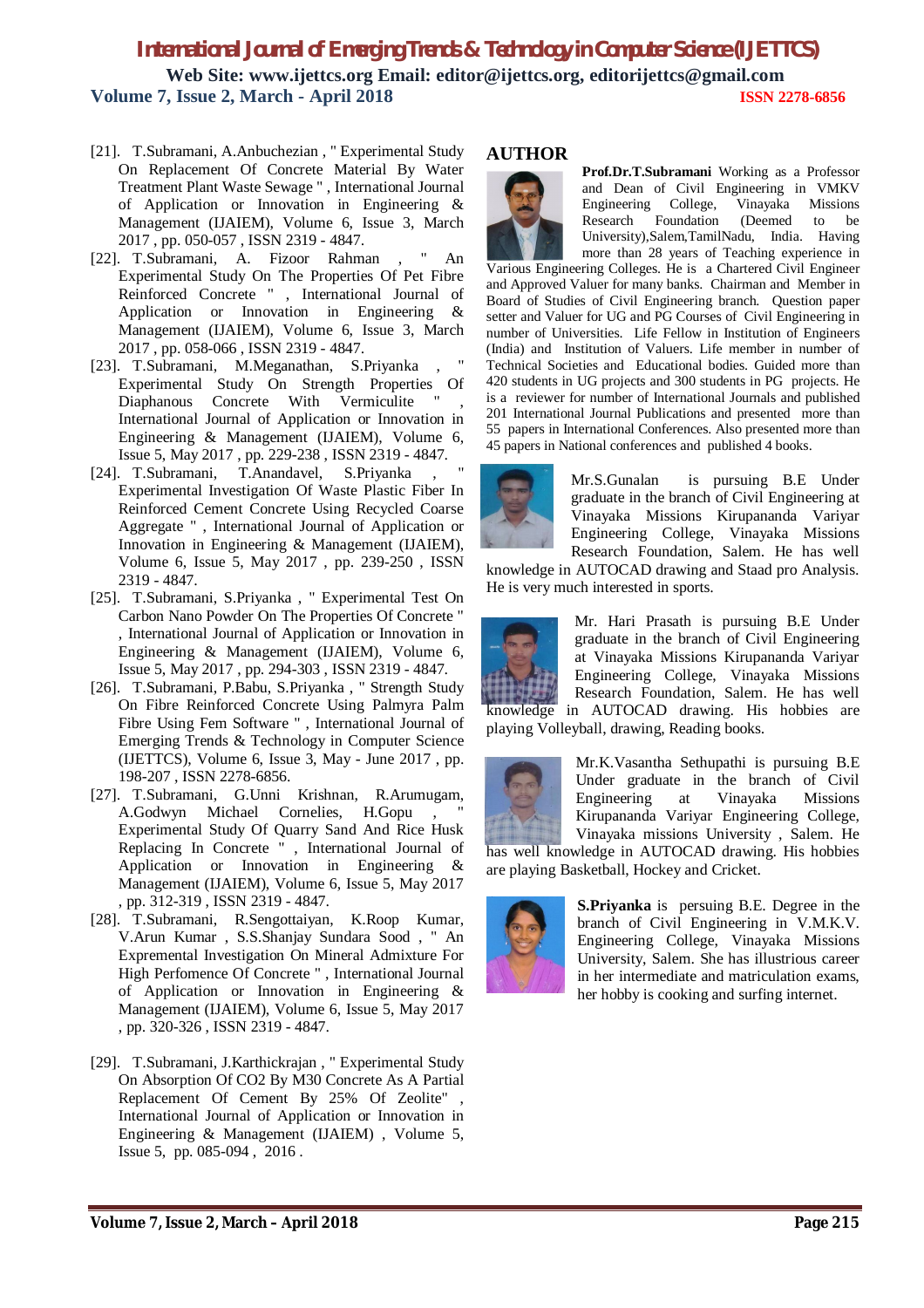[21]. T.Subramani, A.Anbuchezian , " Experimental Study On Replacement Of Concrete Material By Water Treatment Plant Waste Sewage " , International Journal of Application or Innovation in Engineering & Management (IJAIEM), Volume 6, Issue 3, March 2017 , pp. 050-057 , ISSN 2319 - 4847.

[22]. T.Subramani, A. Fizoor Rahman , " An Experimental Study On The Properties Of Pet Fibre Reinforced Concrete " , International Journal of Application or Innovation in Engineering & Management (IJAIEM), Volume 6, Issue 3, March 2017 , pp. 058-066 , ISSN 2319 - 4847.

[23]. T.Subramani, M.Meganathan, S.Priyanka , " Experimental Study On Strength Properties Of Diaphanous Concrete With Vermiculite " , International Journal of Application or Innovation in Engineering & Management (IJAIEM), Volume 6, Issue 5, May 2017 , pp. 229-238 , ISSN 2319 - 4847.

[24]. T.Subramani, T.Anandavel, S.Priyanka , " Experimental Investigation Of Waste Plastic Fiber In Reinforced Cement Concrete Using Recycled Coarse Aggregate " , International Journal of Application or Innovation in Engineering & Management (IJAIEM), Volume 6, Issue 5, May 2017 , pp. 239-250 , ISSN 2319 - 4847.

[25]. T.Subramani, S.Priyanka , " Experimental Test On Carbon Nano Powder On The Properties Of Concrete " , International Journal of Application or Innovation in Engineering & Management (IJAIEM), Volume 6, Issue 5, May 2017 , pp. 294-303 , ISSN 2319 - 4847.

[26]. T.Subramani, P.Babu, S.Priyanka , " Strength Study On Fibre Reinforced Concrete Using Palmyra Palm Fibre Using Fem Software " , International Journal of Emerging Trends & Technology in Computer Science (IJETTCS), Volume 6, Issue 3, May - June 2017 , pp. 198-207 , ISSN 2278-6856.

[27]. T.Subramani, G.Unni Krishnan, R.Arumugam, A.Godwyn Michael Cornelies, H.Gopu , " Experimental Study Of Quarry Sand And Rice Husk Replacing In Concrete " , International Journal of Application or Innovation in Engineering & Management (IJAIEM), Volume 6, Issue 5, May 2017 , pp. 312-319 , ISSN 2319 - 4847.

[28]. T.Subramani, R.Sengottaiyan, K.Roop Kumar, V.Arun Kumar , S.S.Shanjay Sundara Sood , " An Exprental Investigation On Mineral Admixture For High Perfomence Of Concrete " , International Journal of Application or Innovation in Engineering & Management (IJAIEM), Volume 6, Issue 5, May 2017 , pp. 320-326 , ISSN 2319 - 4847.

[29]. T.Subramani, J.Karthickrajan , " Experimental Study On Absorption Of CO2 By M30 Concrete As A Partial Replacement Of Cement By 25% Of Zeolite" , International Journal of Application or Innovation in Engineering & Management (IJAIEM) , Volume 5, Issue 5, pp. 085-094 , 2016 .

## AUTHOR

**Prof.Dr.T.Subramani** Working as a Professor and Dean of Civil Engineering in VMKV Engineering College, Vinayaka Missions Research Foundation (Deemed to be University),Salem,TamilNadu, India. Having more than 28 years of Teaching experience in Various Engineering Colleges. He is a Chartered Civil Engineer and Approved Valuer for many banks. Chairman and Member in Board of Studies of Civil Engineering branch. Question paper setter and Valuer for UG and PG Courses of Civil Engineering in number of Universities. Life Fellow in Institution of Engineers (India) and Institution of Valuers. Life member in number of Technical Societies and Educational bodies. Guided more than 420 students in UG projects and 300 students in PG projects. He is a reviewer for number of International Journals and published 201 International Journal Publications and presented more than 55 papers in International Conferences. Also presented more than 45 papers in National conferences and published 4 books.

Mr.S.Gunalan is pursuing B.E Under graduate in the branch of Civil Engineering at Vinayaka Missions Kirupananda Variyar Engineering College, Vinayaka Missions Research Foundation, Salem. He has well knowledge in AUTOCAD drawing and Staad pro Analysis. He is very much interested in sports.

Mr. Hari Prasath is pursuing B.E Under graduate in the branch of Civil Engineering at Vinayaka Missions Kirupananda Variyar Engineering College, Vinayaka Missions Research Foundation, Salem. He has well knowledge in AUTOCAD drawing. His hobbies are playing Volleyball, drawing, Reading books.

Mr.K.Vasantha Sethupathi is pursuing B.E Under graduate in the branch of Civil Engineering at Vinayaka Missions Kirupananda Variyar Engineering College, Vinayaka missions University , Salem. He has well knowledge in AUTOCAD drawing. His hobbies are playing Basketball, Hockey and Cricket.

**S.Priyanka** is persuing B.E. Degree in the branch of Civil Engineering in V.M.K.V. Engineering College, Vinayaka Missions University, Salem. She has illustrious career in her intermediate and matriculation exams, her hobby is cooking and surfing internet.